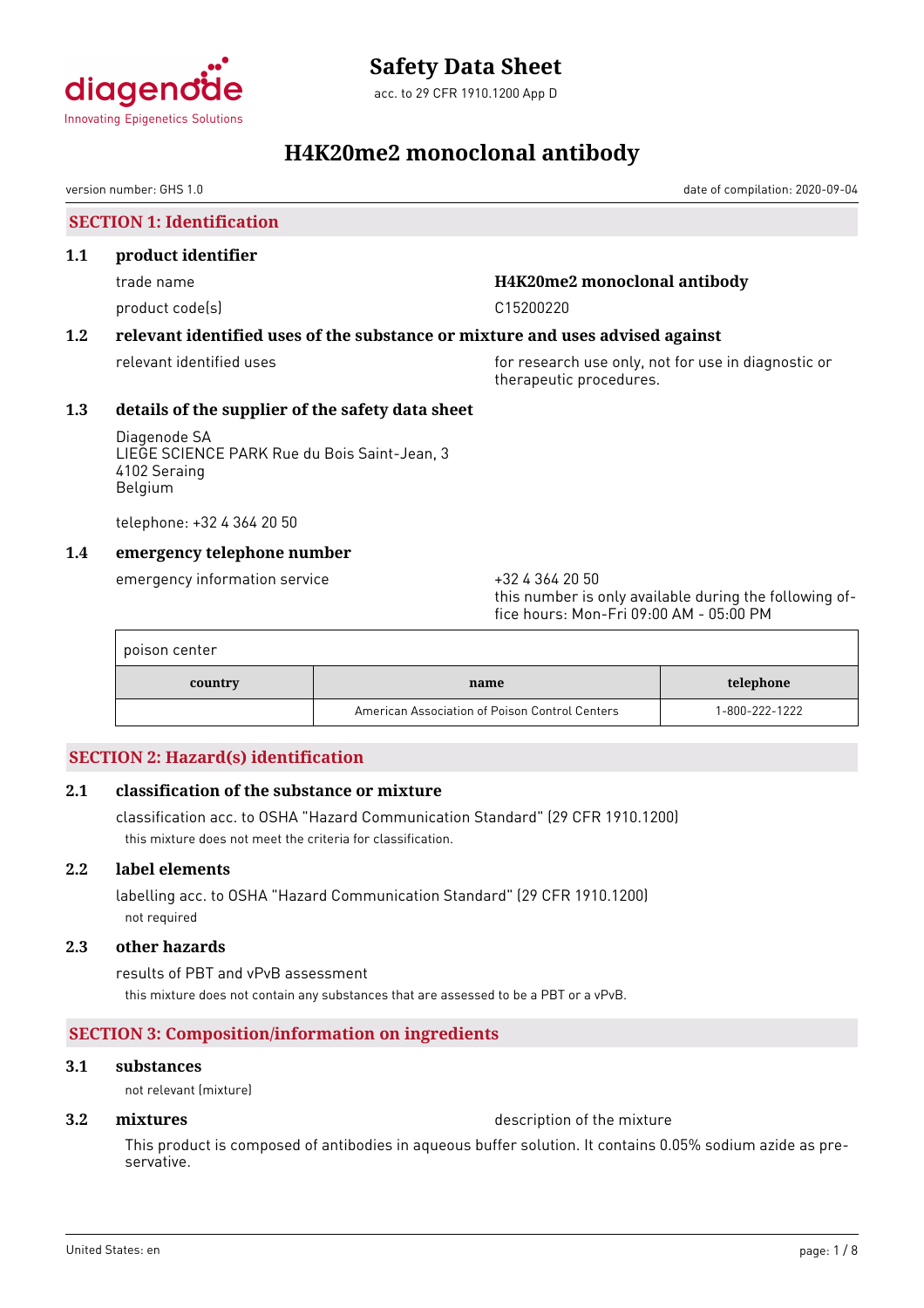# Safety Data Sheet

acc. to 29 CFR 1910.1200 App D

# H4K20me2 monoclonal antibody

version number: GHS 1.0

date of compilation: 2020-09-04

## SECTION 1: Identification

### 1.1 product identifier

trade name: **H4K20me2 monoclonal antibody**

product code(s): C15200220

### 1.2 relevant identified uses of the substance or mixture and uses advised against

relevant identified uses: for research use only, not for use in diagnostic or therapeutic procedures.

### 1.3 details of the supplier of the safety data sheet

Diagenode SA
LIEGE SCIENCE PARK Rue du Bois Saint-Jean, 3
4102 Seraing
Belgium

telephone: +32 4 364 20 50

### 1.4 emergency telephone number

emergency information service: +32 4 364 20 50
this number is only available during the following office hours: Mon-Fri 09:00 AM - 05:00 PM

poison center

| country | name | telephone |
|---|---|---|
| | American Association of Poison Control Centers | 1-800-222-1222 |

## SECTION 2: Hazard(s) identification

### 2.1 classification of the substance or mixture

classification acc. to OSHA "Hazard Communication Standard" (29 CFR 1910.1200)

this mixture does not meet the criteria for classification.

### 2.2 label elements

labelling acc. to OSHA "Hazard Communication Standard" (29 CFR 1910.1200)

not required

### 2.3 other hazards

results of PBT and vPvB assessment

this mixture does not contain any substances that are assessed to be a PBT or a vPvB.

## SECTION 3: Composition/information on ingredients

### 3.1 substances

not relevant (mixture)

### 3.2 mixtures

description of the mixture

This product is composed of antibodies in aqueous buffer solution. It contains 0.05% sodium azide as preservative.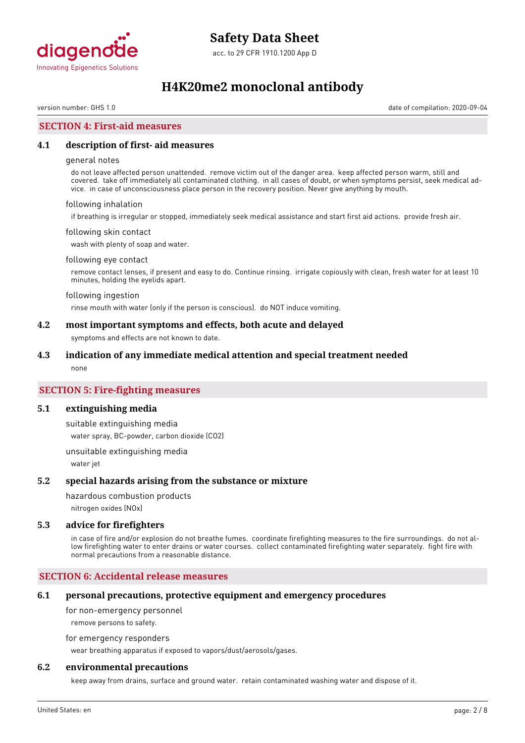## SECTION 4: First-aid measures

### 4.1 description of first- aid measures

general notes

do not leave affected person unattended. remove victim out of the danger area. keep affected person warm, still and covered. take off immediately all contaminated clothing. in all cases of doubt, or when symptoms persist, seek medical advice. in case of unconsciousness place person in the recovery position. Never give anything by mouth.

following inhalation

if breathing is irregular or stopped, immediately seek medical assistance and start first aid actions. provide fresh air.

following skin contact

wash with plenty of soap and water.

following eye contact

remove contact lenses, if present and easy to do. Continue rinsing. irrigate copiously with clean, fresh water for at least 10 minutes, holding the eyelids apart.

following ingestion

rinse mouth with water (only if the person is conscious). do NOT induce vomiting.

### 4.2 most important symptoms and effects, both acute and delayed

symptoms and effects are not known to date.

### 4.3 indication of any immediate medical attention and special treatment needed

none

## SECTION 5: Fire-fighting measures

### 5.1 extinguishing media

suitable extinguishing media

water spray, BC-powder, carbon dioxide ($CO_2$)

unsuitable extinguishing media

water jet

### 5.2 special hazards arising from the substance or mixture

hazardous combustion products

nitrogen oxides ($NO_x$)

### 5.3 advice for firefighters

in case of fire and/or explosion do not breathe fumes. coordinate firefighting measures to the fire surroundings. do not allow firefighting water to enter drains or water courses. collect contaminated firefighting water separately. fight fire with normal precautions from a reasonable distance.

## SECTION 6: Accidental release measures

### 6.1 personal precautions, protective equipment and emergency procedures

for non-emergency personnel

remove persons to safety.

for emergency responders

wear breathing apparatus if exposed to vapors/dust/aerosols/gases.

### 6.2 environmental precautions

keep away from drains, surface and ground water. retain contaminated washing water and dispose of it.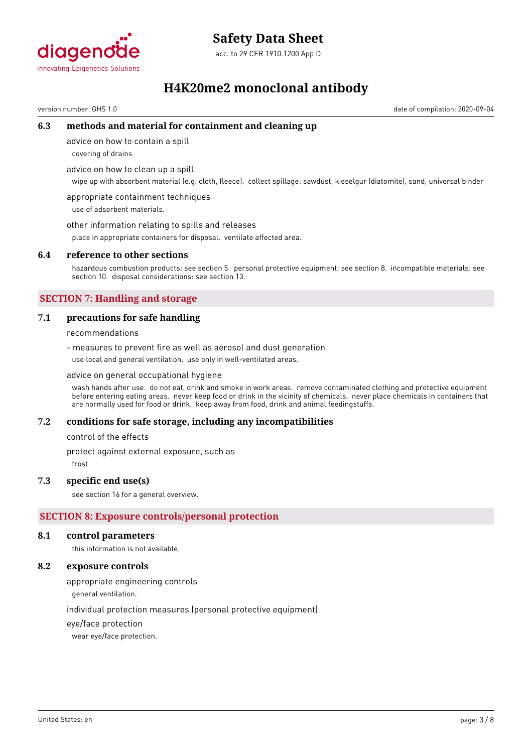### 6.3 methods and material for containment and cleaning up

advice on how to contain a spill

covering of drains

advice on how to clean up a spill

wipe up with absorbent material (e.g. cloth, fleece). collect spillage: sawdust, kieselgur (diatomite), sand, universal binder

appropriate containment techniques

use of adsorbent materials.

other information relating to spills and releases

place in appropriate containers for disposal. ventilate affected area.

### 6.4 reference to other sections

hazardous combustion products: see section 5. personal protective equipment: see section 8. incompatible materials: see section 10. disposal considerations: see section 13.

## SECTION 7: Handling and storage

### 7.1 precautions for safe handling

recommendations

- measures to prevent fire as well as aerosol and dust generation

use local and general ventilation. use only in well-ventilated areas.

advice on general occupational hygiene

wash hands after use. do not eat, drink and smoke in work areas. remove contaminated clothing and protective equipment before entering eating areas. never keep food or drink in the vicinity of chemicals. never place chemicals in containers that are normally used for food or drink. keep away from food, drink and animal feedingstuffs.

### 7.2 conditions for safe storage, including any incompatibilities

control of the effects

protect against external exposure, such as

frost

### 7.3 specific end use(s)

see section 16 for a general overview.

## SECTION 8: Exposure controls/personal protection

### 8.1 control parameters

this information is not available.

### 8.2 exposure controls

appropriate engineering controls

general ventilation.

individual protection measures (personal protective equipment)

eye/face protection

wear eye/face protection.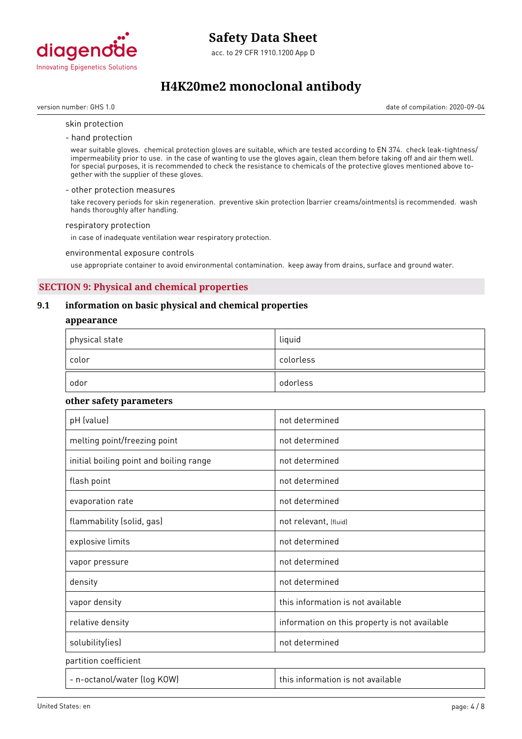skin protection

- hand protection

wear suitable gloves. chemical protection gloves are suitable, which are tested according to EN 374. check leak-tightness/ impermeability prior to use. in the case of wanting to use the gloves again, clean them before taking off and air them well. for special purposes, it is recommended to check the resistance to chemicals of the protective gloves mentioned above together with the supplier of these gloves.

- other protection measures

take recovery periods for skin regeneration. preventive skin protection (barrier creams/ointments) is recommended. wash hands thoroughly after handling.

respiratory protection

in case of inadequate ventilation wear respiratory protection.

environmental exposure controls

use appropriate container to avoid environmental contamination. keep away from drains, surface and ground water.

## SECTION 9: Physical and chemical properties

### 9.1 information on basic physical and chemical properties

**appearance**

| | |
|---|---|
| physical state | liquid |
| color | colorless |
| odor | odorless |

**other safety parameters**

| | |
|---|---|
| pH (value) | not determined |
| melting point/freezing point | not determined |
| initial boiling point and boiling range | not determined |
| flash point | not determined |
| evaporation rate | not determined |
| flammability (solid, gas) | not relevant, (fluid) |
| explosive limits | not determined |
| vapor pressure | not determined |
| density | not determined |
| vapor density | this information is not available |
| relative density | information on this property is not available |
| solubility(ies) | not determined |

partition coefficient

| | |
|---|---|
| - n-octanol/water (log KOW) | this information is not available |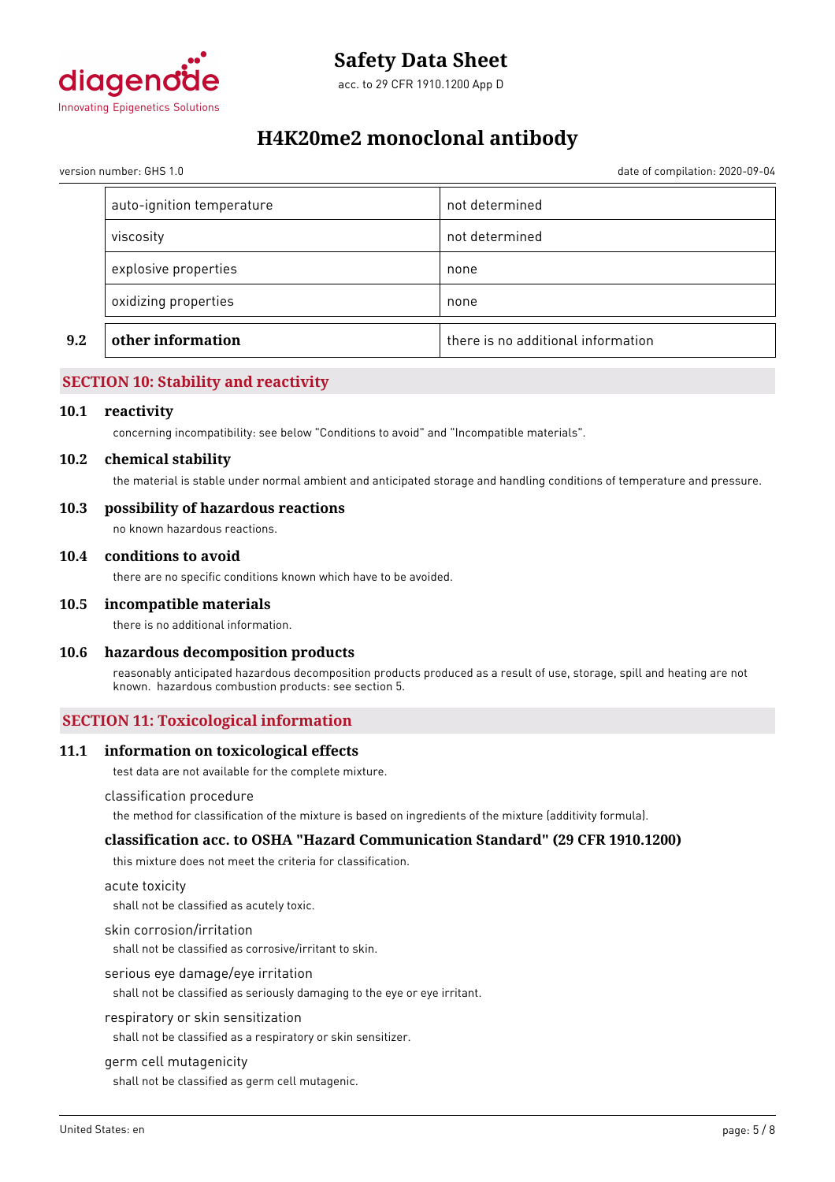| | | |
|---|---|---|
| | auto-ignition temperature | not determined |
| | viscosity | not determined |
| | explosive properties | none |
| | oxidizing properties | none |
| **9.2** | **other information** | there is no additional information |

## SECTION 10: Stability and reactivity

### 10.1 reactivity

concerning incompatibility: see below "Conditions to avoid" and "Incompatible materials".

### 10.2 chemical stability

the material is stable under normal ambient and anticipated storage and handling conditions of temperature and pressure.

### 10.3 possibility of hazardous reactions

no known hazardous reactions.

### 10.4 conditions to avoid

there are no specific conditions known which have to be avoided.

### 10.5 incompatible materials

there is no additional information.

### 10.6 hazardous decomposition products

reasonably anticipated hazardous decomposition products produced as a result of use, storage, spill and heating are not known. hazardous combustion products: see section 5.

## SECTION 11: Toxicological information

### 11.1 information on toxicological effects

test data are not available for the complete mixture.

classification procedure

the method for classification of the mixture is based on ingredients of the mixture (additivity formula).

#### classification acc. to OSHA "Hazard Communication Standard" (29 CFR 1910.1200)

this mixture does not meet the criteria for classification.

acute toxicity

shall not be classified as acutely toxic.

skin corrosion/irritation

shall not be classified as corrosive/irritant to skin.

serious eye damage/eye irritation

shall not be classified as seriously damaging to the eye or eye irritant.

respiratory or skin sensitization

shall not be classified as a respiratory or skin sensitizer.

germ cell mutagenicity

shall not be classified as germ cell mutagenic.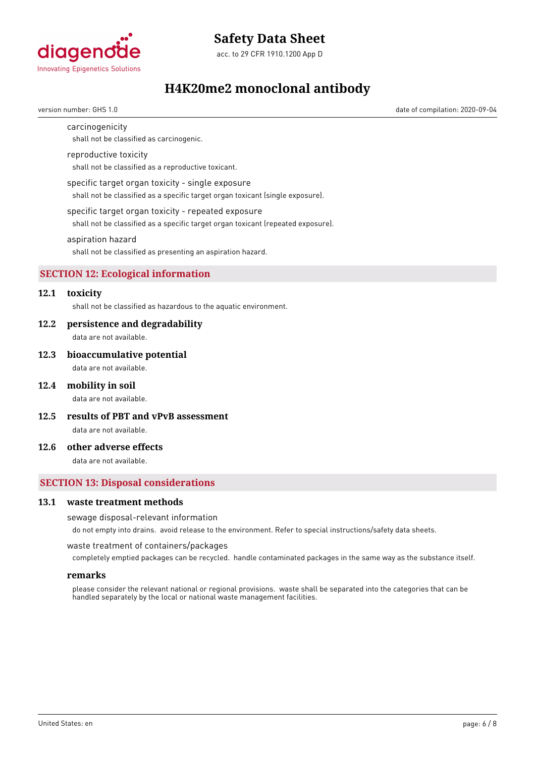carcinogenicity

shall not be classified as carcinogenic.

reproductive toxicity

shall not be classified as a reproductive toxicant.

specific target organ toxicity - single exposure

shall not be classified as a specific target organ toxicant (single exposure).

specific target organ toxicity - repeated exposure

shall not be classified as a specific target organ toxicant (repeated exposure).

aspiration hazard

shall not be classified as presenting an aspiration hazard.

## SECTION 12: Ecological information

### 12.1 toxicity

shall not be classified as hazardous to the aquatic environment.

### 12.2 persistence and degradability

data are not available.

### 12.3 bioaccumulative potential

data are not available.

### 12.4 mobility in soil

data are not available.

### 12.5 results of PBT and vPvB assessment

data are not available.

### 12.6 other adverse effects

data are not available.

## SECTION 13: Disposal considerations

### 13.1 waste treatment methods

sewage disposal-relevant information

do not empty into drains. avoid release to the environment. Refer to special instructions/safety data sheets.

waste treatment of containers/packages

completely emptied packages can be recycled. handle contaminated packages in the same way as the substance itself.

**remarks**

please consider the relevant national or regional provisions. waste shall be separated into the categories that can be handled separately by the local or national waste management facilities.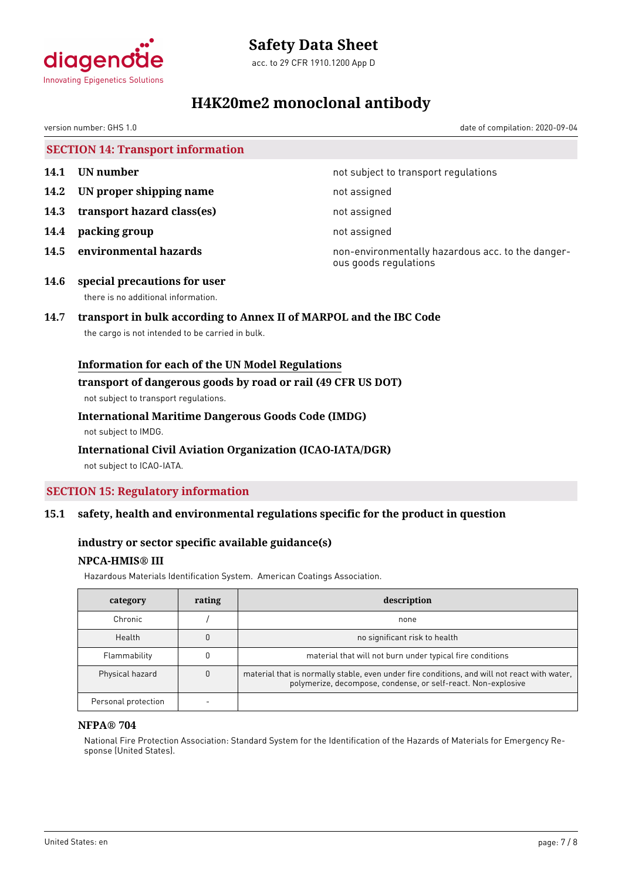## SECTION 14: Transport information

| | | |
|---|---|---|
| **14.1** | **UN number** | not subject to transport regulations |
| **14.2** | **UN proper shipping name** | not assigned |
| **14.3** | **transport hazard class(es)** | not assigned |
| **14.4** | **packing group** | not assigned |
| **14.5** | **environmental hazards** | non-environmentally hazardous acc. to the dangerous goods regulations |

### 14.6 special precautions for user

there is no additional information.

### 14.7 transport in bulk according to Annex II of MARPOL and the IBC Code

the cargo is not intended to be carried in bulk.

#### Information for each of the UN Model Regulations

**transport of dangerous goods by road or rail (49 CFR US DOT)**

not subject to transport regulations.

**International Maritime Dangerous Goods Code (IMDG)**

not subject to IMDG.

**International Civil Aviation Organization (ICAO-IATA/DGR)**

not subject to ICAO-IATA.

## SECTION 15: Regulatory information

### 15.1 safety, health and environmental regulations specific for the product in question

#### industry or sector specific available guidance(s)

**NPCA-HMIS® III**

Hazardous Materials Identification System. American Coatings Association.

| category | rating | description |
|---|---|---|
| Chronic | / | none |
| Health | 0 | no significant risk to health |
| Flammability | 0 | material that will not burn under typical fire conditions |
| Physical hazard | 0 | material that is normally stable, even under fire conditions, and will not react with water, polymerize, decompose, condense, or self-react. Non-explosive |
| Personal protection | - | |

**NFPA® 704**

National Fire Protection Association: Standard System for the Identification of the Hazards of Materials for Emergency Response (United States).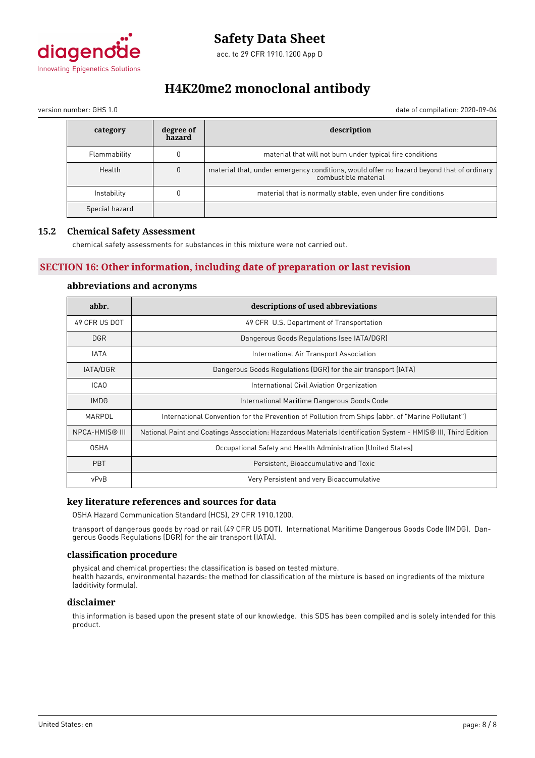| category | degree of hazard | description |
|---|---|---|
| Flammability | 0 | material that will not burn under typical fire conditions |
| Health | 0 | material that, under emergency conditions, would offer no hazard beyond that of ordinary combustible material |
| Instability | 0 | material that is normally stable, even under fire conditions |
| Special hazard | | |

## 15.2 Chemical Safety Assessment

chemical safety assessments for substances in this mixture were not carried out.

## SECTION 16: Other information, including date of preparation or last revision

### abbreviations and acronyms

| abbr. | descriptions of used abbreviations |
|---|---|
| 49 CFR US DOT | 49 CFR U.S. Department of Transportation |
| DGR | Dangerous Goods Regulations (see IATA/DGR) |
| IATA | International Air Transport Association |
| IATA/DGR | Dangerous Goods Regulations (DGR) for the air transport (IATA) |
| ICAO | International Civil Aviation Organization |
| IMDG | International Maritime Dangerous Goods Code |
| MARPOL | International Convention for the Prevention of Pollution from Ships (abbr. of "Marine Pollutant") |
| NPCA-HMIS® III | National Paint and Coatings Association: Hazardous Materials Identification System - HMIS® III, Third Edition |
| OSHA | Occupational Safety and Health Administration (United States) |
| PBT | Persistent, Bioaccumulative and Toxic |
| vPvB | Very Persistent and very Bioaccumulative |

### key literature references and sources for data

OSHA Hazard Communication Standard (HCS), 29 CFR 1910.1200.

transport of dangerous goods by road or rail (49 CFR US DOT). International Maritime Dangerous Goods Code (IMDG). Dangerous Goods Regulations (DGR) for the air transport (IATA).

### classification procedure

physical and chemical properties: the classification is based on tested mixture.
health hazards, environmental hazards: the method for classification of the mixture is based on ingredients of the mixture (additivity formula).

### disclaimer

this information is based upon the present state of our knowledge. this SDS has been compiled and is solely intended for this product.